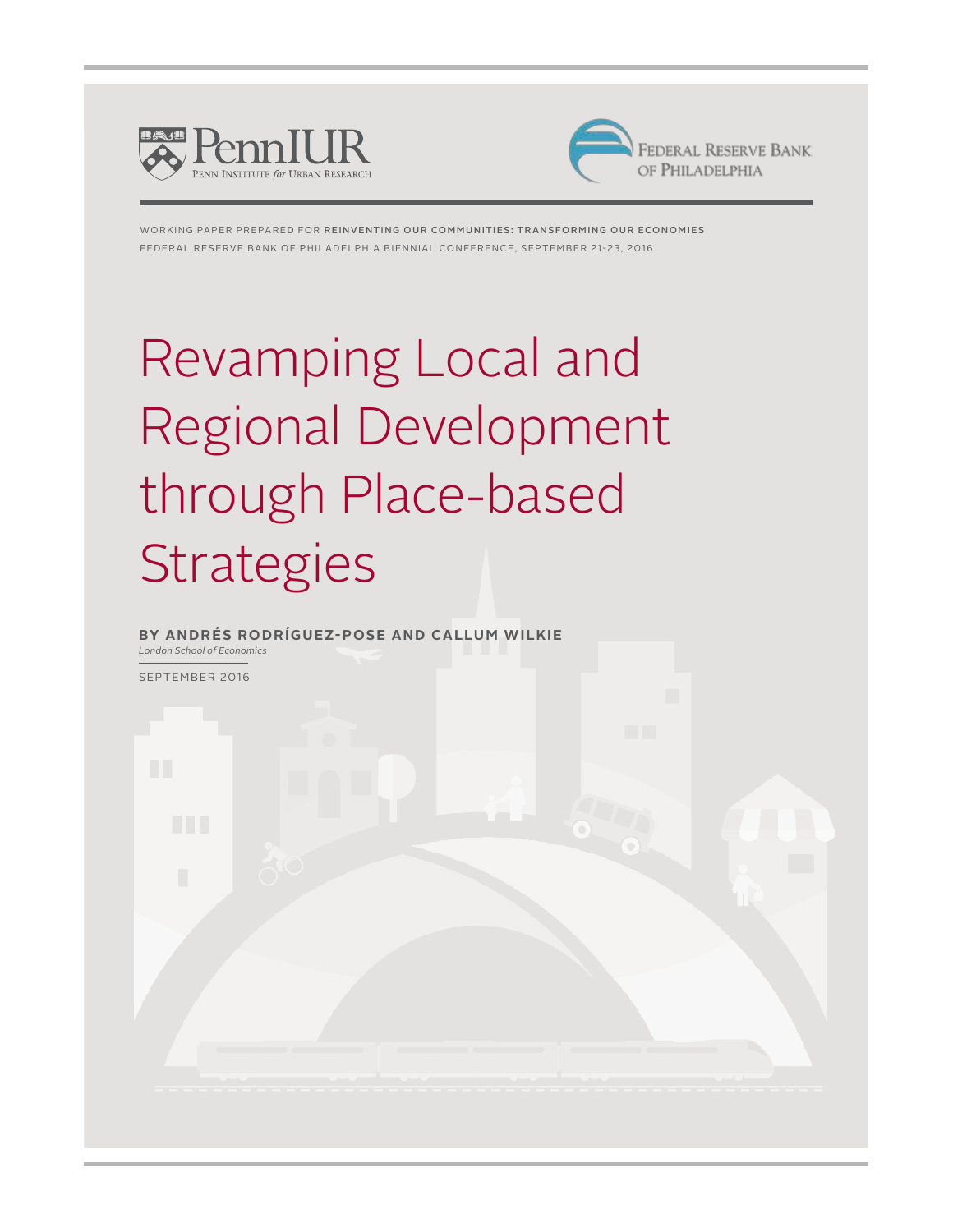PennIUR — Penn Institute for Urban Research

Federal Reserve Bank of Philadelphia

WORKING PAPER PREPARED FOR **REINVENTING OUR COMMUNITIES: TRANSFORMING OUR ECONOMIES**
FEDERAL RESERVE BANK OF PHILADELPHIA BIENNIAL CONFERENCE, SEPTEMBER 21-23, 2016

# Revamping Local and Regional Development through Place-based Strategies

**BY ANDRÉS RODRÍGUEZ-POSE AND CALLUM WILKIE**
*London School of Economics*

SEPTEMBER 2016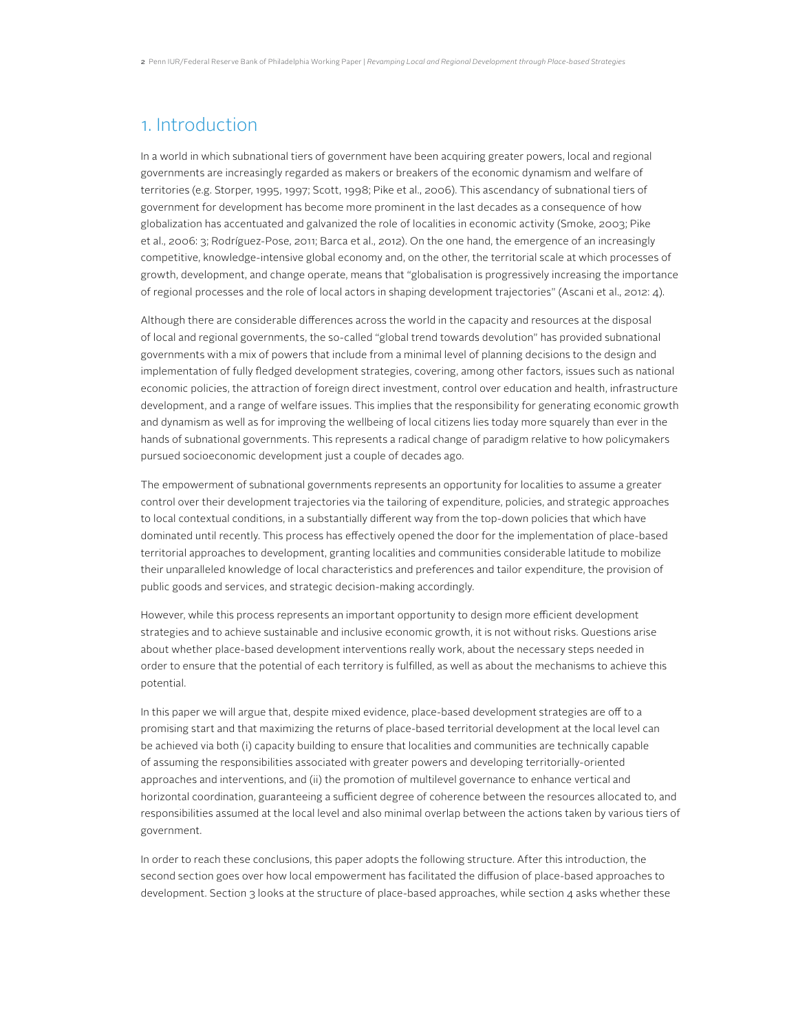## 1. Introduction

In a world in which subnational tiers of government have been acquiring greater powers, local and regional governments are increasingly regarded as makers or breakers of the economic dynamism and welfare of territories (e.g. Storper, 1995, 1997; Scott, 1998; Pike et al., 2006). This ascendancy of subnational tiers of government for development has become more prominent in the last decades as a consequence of how globalization has accentuated and galvanized the role of localities in economic activity (Smoke, 2003; Pike et al., 2006: 3; Rodríguez-Pose, 2011; Barca et al., 2012). On the one hand, the emergence of an increasingly competitive, knowledge-intensive global economy and, on the other, the territorial scale at which processes of growth, development, and change operate, means that "globalisation is progressively increasing the importance of regional processes and the role of local actors in shaping development trajectories" (Ascani et al., 2012: 4).

Although there are considerable differences across the world in the capacity and resources at the disposal of local and regional governments, the so-called "global trend towards devolution" has provided subnational governments with a mix of powers that include from a minimal level of planning decisions to the design and implementation of fully fledged development strategies, covering, among other factors, issues such as national economic policies, the attraction of foreign direct investment, control over education and health, infrastructure development, and a range of welfare issues. This implies that the responsibility for generating economic growth and dynamism as well as for improving the wellbeing of local citizens lies today more squarely than ever in the hands of subnational governments. This represents a radical change of paradigm relative to how policymakers pursued socioeconomic development just a couple of decades ago.

The empowerment of subnational governments represents an opportunity for localities to assume a greater control over their development trajectories via the tailoring of expenditure, policies, and strategic approaches to local contextual conditions, in a substantially different way from the top-down policies that which have dominated until recently. This process has effectively opened the door for the implementation of place-based territorial approaches to development, granting localities and communities considerable latitude to mobilize their unparalleled knowledge of local characteristics and preferences and tailor expenditure, the provision of public goods and services, and strategic decision-making accordingly.

However, while this process represents an important opportunity to design more efficient development strategies and to achieve sustainable and inclusive economic growth, it is not without risks. Questions arise about whether place-based development interventions really work, about the necessary steps needed in order to ensure that the potential of each territory is fulfilled, as well as about the mechanisms to achieve this potential.

In this paper we will argue that, despite mixed evidence, place-based development strategies are off to a promising start and that maximizing the returns of place-based territorial development at the local level can be achieved via both (i) capacity building to ensure that localities and communities are technically capable of assuming the responsibilities associated with greater powers and developing territorially-oriented approaches and interventions, and (ii) the promotion of multilevel governance to enhance vertical and horizontal coordination, guaranteeing a sufficient degree of coherence between the resources allocated to, and responsibilities assumed at the local level and also minimal overlap between the actions taken by various tiers of government.

In order to reach these conclusions, this paper adopts the following structure. After this introduction, the second section goes over how local empowerment has facilitated the diffusion of place-based approaches to development. Section 3 looks at the structure of place-based approaches, while section 4 asks whether these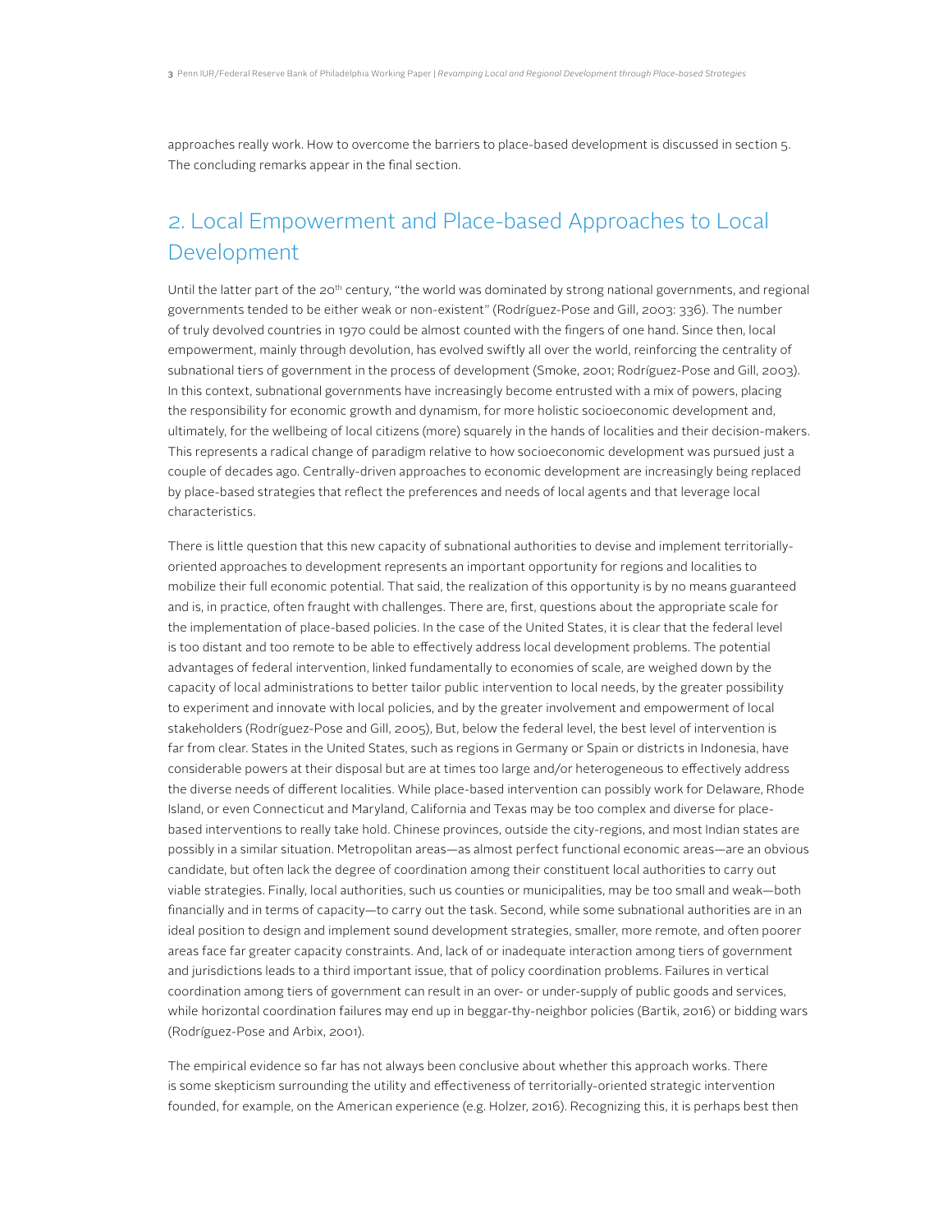approaches really work. How to overcome the barriers to place-based development is discussed in section 5. The concluding remarks appear in the final section.

## 2. Local Empowerment and Place-based Approaches to Local Development

Until the latter part of the 20th century, "the world was dominated by strong national governments, and regional governments tended to be either weak or non-existent" (Rodríguez-Pose and Gill, 2003: 336). The number of truly devolved countries in 1970 could be almost counted with the fingers of one hand. Since then, local empowerment, mainly through devolution, has evolved swiftly all over the world, reinforcing the centrality of subnational tiers of government in the process of development (Smoke, 2001; Rodríguez-Pose and Gill, 2003). In this context, subnational governments have increasingly become entrusted with a mix of powers, placing the responsibility for economic growth and dynamism, for more holistic socioeconomic development and, ultimately, for the wellbeing of local citizens (more) squarely in the hands of localities and their decision-makers. This represents a radical change of paradigm relative to how socioeconomic development was pursued just a couple of decades ago. Centrally-driven approaches to economic development are increasingly being replaced by place-based strategies that reflect the preferences and needs of local agents and that leverage local characteristics.

There is little question that this new capacity of subnational authorities to devise and implement territorially-oriented approaches to development represents an important opportunity for regions and localities to mobilize their full economic potential. That said, the realization of this opportunity is by no means guaranteed and is, in practice, often fraught with challenges. There are, first, questions about the appropriate scale for the implementation of place-based policies. In the case of the United States, it is clear that the federal level is too distant and too remote to be able to effectively address local development problems. The potential advantages of federal intervention, linked fundamentally to economies of scale, are weighed down by the capacity of local administrations to better tailor public intervention to local needs, by the greater possibility to experiment and innovate with local policies, and by the greater involvement and empowerment of local stakeholders (Rodríguez-Pose and Gill, 2005), But, below the federal level, the best level of intervention is far from clear. States in the United States, such as regions in Germany or Spain or districts in Indonesia, have considerable powers at their disposal but are at times too large and/or heterogeneous to effectively address the diverse needs of different localities. While place-based intervention can possibly work for Delaware, Rhode Island, or even Connecticut and Maryland, California and Texas may be too complex and diverse for place-based interventions to really take hold. Chinese provinces, outside the city-regions, and most Indian states are possibly in a similar situation. Metropolitan areas—as almost perfect functional economic areas—are an obvious candidate, but often lack the degree of coordination among their constituent local authorities to carry out viable strategies. Finally, local authorities, such us counties or municipalities, may be too small and weak—both financially and in terms of capacity—to carry out the task. Second, while some subnational authorities are in an ideal position to design and implement sound development strategies, smaller, more remote, and often poorer areas face far greater capacity constraints. And, lack of or inadequate interaction among tiers of government and jurisdictions leads to a third important issue, that of policy coordination problems. Failures in vertical coordination among tiers of government can result in an over- or under-supply of public goods and services, while horizontal coordination failures may end up in beggar-thy-neighbor policies (Bartik, 2016) or bidding wars (Rodríguez-Pose and Arbix, 2001).

The empirical evidence so far has not always been conclusive about whether this approach works. There is some skepticism surrounding the utility and effectiveness of territorially-oriented strategic intervention founded, for example, on the American experience (e.g. Holzer, 2016). Recognizing this, it is perhaps best then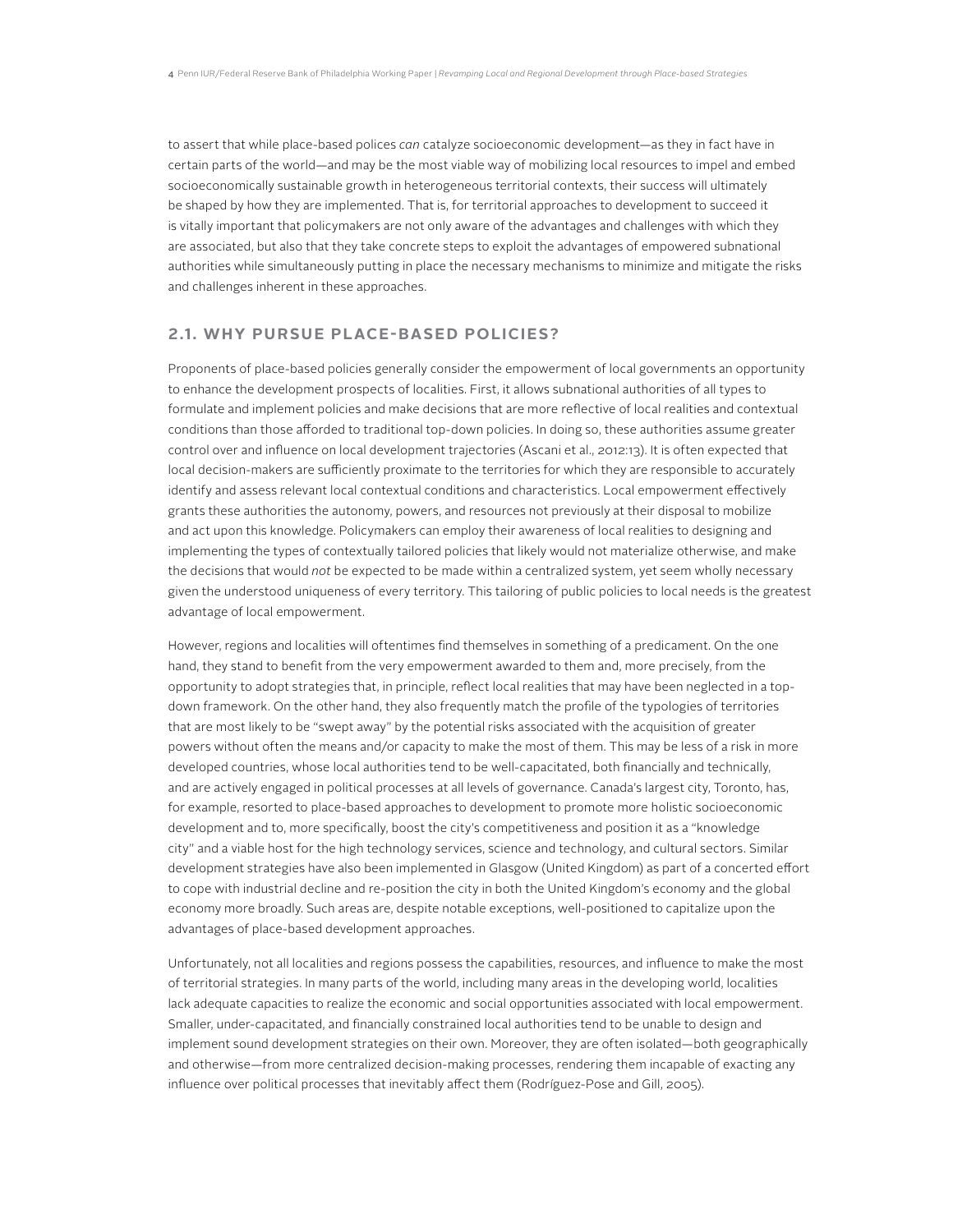to assert that while place-based polices *can* catalyze socioeconomic development—as they in fact have in certain parts of the world—and may be the most viable way of mobilizing local resources to impel and embed socioeconomically sustainable growth in heterogeneous territorial contexts, their success will ultimately be shaped by how they are implemented. That is, for territorial approaches to development to succeed it is vitally important that policymakers are not only aware of the advantages and challenges with which they are associated, but also that they take concrete steps to exploit the advantages of empowered subnational authorities while simultaneously putting in place the necessary mechanisms to minimize and mitigate the risks and challenges inherent in these approaches.

## 2.1. WHY PURSUE PLACE-BASED POLICIES?

Proponents of place-based policies generally consider the empowerment of local governments an opportunity to enhance the development prospects of localities. First, it allows subnational authorities of all types to formulate and implement policies and make decisions that are more reflective of local realities and contextual conditions than those afforded to traditional top-down policies. In doing so, these authorities assume greater control over and influence on local development trajectories (Ascani et al., 2012:13). It is often expected that local decision-makers are sufficiently proximate to the territories for which they are responsible to accurately identify and assess relevant local contextual conditions and characteristics. Local empowerment effectively grants these authorities the autonomy, powers, and resources not previously at their disposal to mobilize and act upon this knowledge. Policymakers can employ their awareness of local realities to designing and implementing the types of contextually tailored policies that likely would not materialize otherwise, and make the decisions that would *not* be expected to be made within a centralized system, yet seem wholly necessary given the understood uniqueness of every territory. This tailoring of public policies to local needs is the greatest advantage of local empowerment.

However, regions and localities will oftentimes find themselves in something of a predicament. On the one hand, they stand to benefit from the very empowerment awarded to them and, more precisely, from the opportunity to adopt strategies that, in principle, reflect local realities that may have been neglected in a top-down framework. On the other hand, they also frequently match the profile of the typologies of territories that are most likely to be "swept away" by the potential risks associated with the acquisition of greater powers without often the means and/or capacity to make the most of them. This may be less of a risk in more developed countries, whose local authorities tend to be well-capacitated, both financially and technically, and are actively engaged in political processes at all levels of governance. Canada's largest city, Toronto, has, for example, resorted to place-based approaches to development to promote more holistic socioeconomic development and to, more specifically, boost the city's competitiveness and position it as a "knowledge city" and a viable host for the high technology services, science and technology, and cultural sectors. Similar development strategies have also been implemented in Glasgow (United Kingdom) as part of a concerted effort to cope with industrial decline and re-position the city in both the United Kingdom's economy and the global economy more broadly. Such areas are, despite notable exceptions, well-positioned to capitalize upon the advantages of place-based development approaches.

Unfortunately, not all localities and regions possess the capabilities, resources, and influence to make the most of territorial strategies. In many parts of the world, including many areas in the developing world, localities lack adequate capacities to realize the economic and social opportunities associated with local empowerment. Smaller, under-capacitated, and financially constrained local authorities tend to be unable to design and implement sound development strategies on their own. Moreover, they are often isolated—both geographically and otherwise—from more centralized decision-making processes, rendering them incapable of exacting any influence over political processes that inevitably affect them (Rodríguez-Pose and Gill, 2005).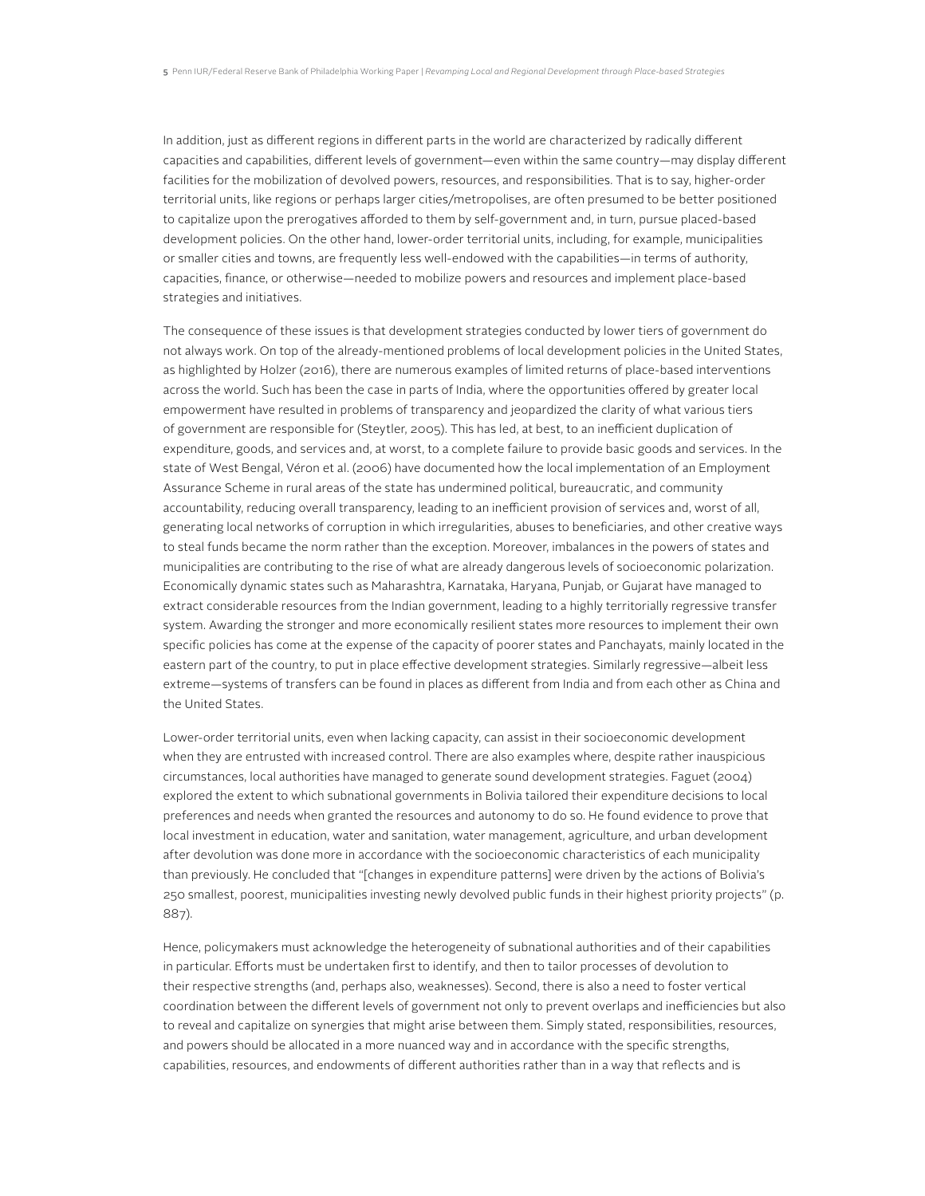In addition, just as different regions in different parts in the world are characterized by radically different capacities and capabilities, different levels of government—even within the same country—may display different facilities for the mobilization of devolved powers, resources, and responsibilities. That is to say, higher-order territorial units, like regions or perhaps larger cities/metropolises, are often presumed to be better positioned to capitalize upon the prerogatives afforded to them by self-government and, in turn, pursue placed-based development policies. On the other hand, lower-order territorial units, including, for example, municipalities or smaller cities and towns, are frequently less well-endowed with the capabilities—in terms of authority, capacities, finance, or otherwise—needed to mobilize powers and resources and implement place-based strategies and initiatives.

The consequence of these issues is that development strategies conducted by lower tiers of government do not always work. On top of the already-mentioned problems of local development policies in the United States, as highlighted by Holzer (2016), there are numerous examples of limited returns of place-based interventions across the world. Such has been the case in parts of India, where the opportunities offered by greater local empowerment have resulted in problems of transparency and jeopardized the clarity of what various tiers of government are responsible for (Steytler, 2005). This has led, at best, to an inefficient duplication of expenditure, goods, and services and, at worst, to a complete failure to provide basic goods and services. In the state of West Bengal, Véron et al. (2006) have documented how the local implementation of an Employment Assurance Scheme in rural areas of the state has undermined political, bureaucratic, and community accountability, reducing overall transparency, leading to an inefficient provision of services and, worst of all, generating local networks of corruption in which irregularities, abuses to beneficiaries, and other creative ways to steal funds became the norm rather than the exception. Moreover, imbalances in the powers of states and municipalities are contributing to the rise of what are already dangerous levels of socioeconomic polarization. Economically dynamic states such as Maharashtra, Karnataka, Haryana, Punjab, or Gujarat have managed to extract considerable resources from the Indian government, leading to a highly territorially regressive transfer system. Awarding the stronger and more economically resilient states more resources to implement their own specific policies has come at the expense of the capacity of poorer states and Panchayats, mainly located in the eastern part of the country, to put in place effective development strategies. Similarly regressive—albeit less extreme—systems of transfers can be found in places as different from India and from each other as China and the United States.

Lower-order territorial units, even when lacking capacity, can assist in their socioeconomic development when they are entrusted with increased control. There are also examples where, despite rather inauspicious circumstances, local authorities have managed to generate sound development strategies. Faguet (2004) explored the extent to which subnational governments in Bolivia tailored their expenditure decisions to local preferences and needs when granted the resources and autonomy to do so. He found evidence to prove that local investment in education, water and sanitation, water management, agriculture, and urban development after devolution was done more in accordance with the socioeconomic characteristics of each municipality than previously. He concluded that "[changes in expenditure patterns] were driven by the actions of Bolivia's 250 smallest, poorest, municipalities investing newly devolved public funds in their highest priority projects" (p. 887).

Hence, policymakers must acknowledge the heterogeneity of subnational authorities and of their capabilities in particular. Efforts must be undertaken first to identify, and then to tailor processes of devolution to their respective strengths (and, perhaps also, weaknesses). Second, there is also a need to foster vertical coordination between the different levels of government not only to prevent overlaps and inefficiencies but also to reveal and capitalize on synergies that might arise between them. Simply stated, responsibilities, resources, and powers should be allocated in a more nuanced way and in accordance with the specific strengths, capabilities, resources, and endowments of different authorities rather than in a way that reflects and is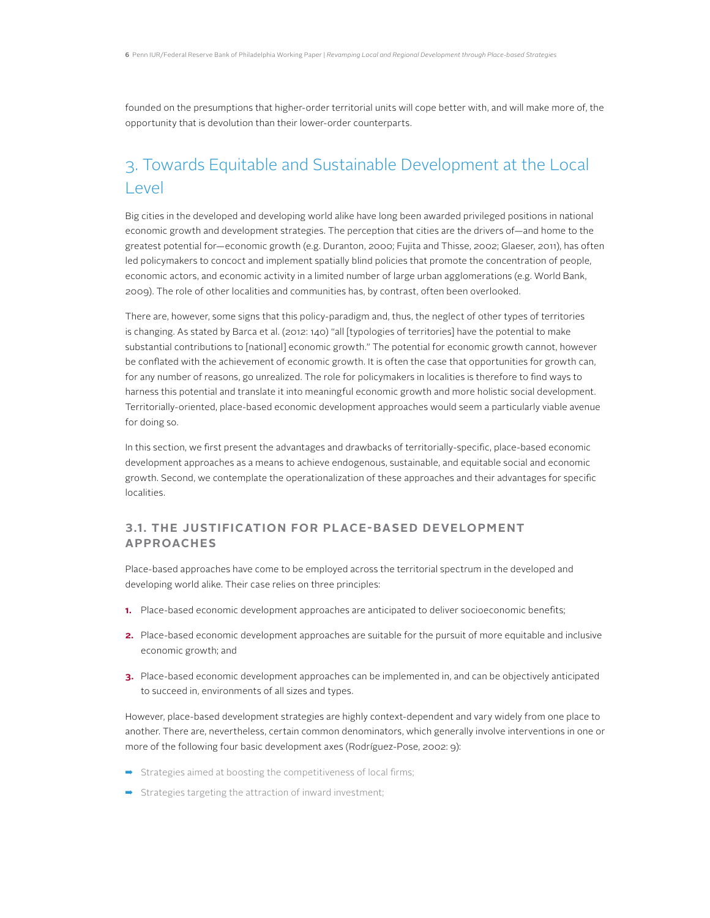founded on the presumptions that higher-order territorial units will cope better with, and will make more of, the opportunity that is devolution than their lower-order counterparts.

## 3. Towards Equitable and Sustainable Development at the Local Level

Big cities in the developed and developing world alike have long been awarded privileged positions in national economic growth and development strategies. The perception that cities are the drivers of—and home to the greatest potential for—economic growth (e.g. Duranton, 2000; Fujita and Thisse, 2002; Glaeser, 2011), has often led policymakers to concoct and implement spatially blind policies that promote the concentration of people, economic actors, and economic activity in a limited number of large urban agglomerations (e.g. World Bank, 2009). The role of other localities and communities has, by contrast, often been overlooked.

There are, however, some signs that this policy-paradigm and, thus, the neglect of other types of territories is changing. As stated by Barca et al. (2012: 140) "all [typologies of territories] have the potential to make substantial contributions to [national] economic growth." The potential for economic growth cannot, however be conflated with the achievement of economic growth. It is often the case that opportunities for growth can, for any number of reasons, go unrealized. The role for policymakers in localities is therefore to find ways to harness this potential and translate it into meaningful economic growth and more holistic social development. Territorially-oriented, place-based economic development approaches would seem a particularly viable avenue for doing so.

In this section, we first present the advantages and drawbacks of territorially-specific, place-based economic development approaches as a means to achieve endogenous, sustainable, and equitable social and economic growth. Second, we contemplate the operationalization of these approaches and their advantages for specific localities.

### 3.1. THE JUSTIFICATION FOR PLACE-BASED DEVELOPMENT APPROACHES

Place-based approaches have come to be employed across the territorial spectrum in the developed and developing world alike. Their case relies on three principles:

1. Place-based economic development approaches are anticipated to deliver socioeconomic benefits;
2. Place-based economic development approaches are suitable for the pursuit of more equitable and inclusive economic growth; and
3. Place-based economic development approaches can be implemented in, and can be objectively anticipated to succeed in, environments of all sizes and types.

However, place-based development strategies are highly context-dependent and vary widely from one place to another. There are, nevertheless, certain common denominators, which generally involve interventions in one or more of the following four basic development axes (Rodríguez-Pose, 2002: 9):

- Strategies aimed at boosting the competitiveness of local firms;
- Strategies targeting the attraction of inward investment;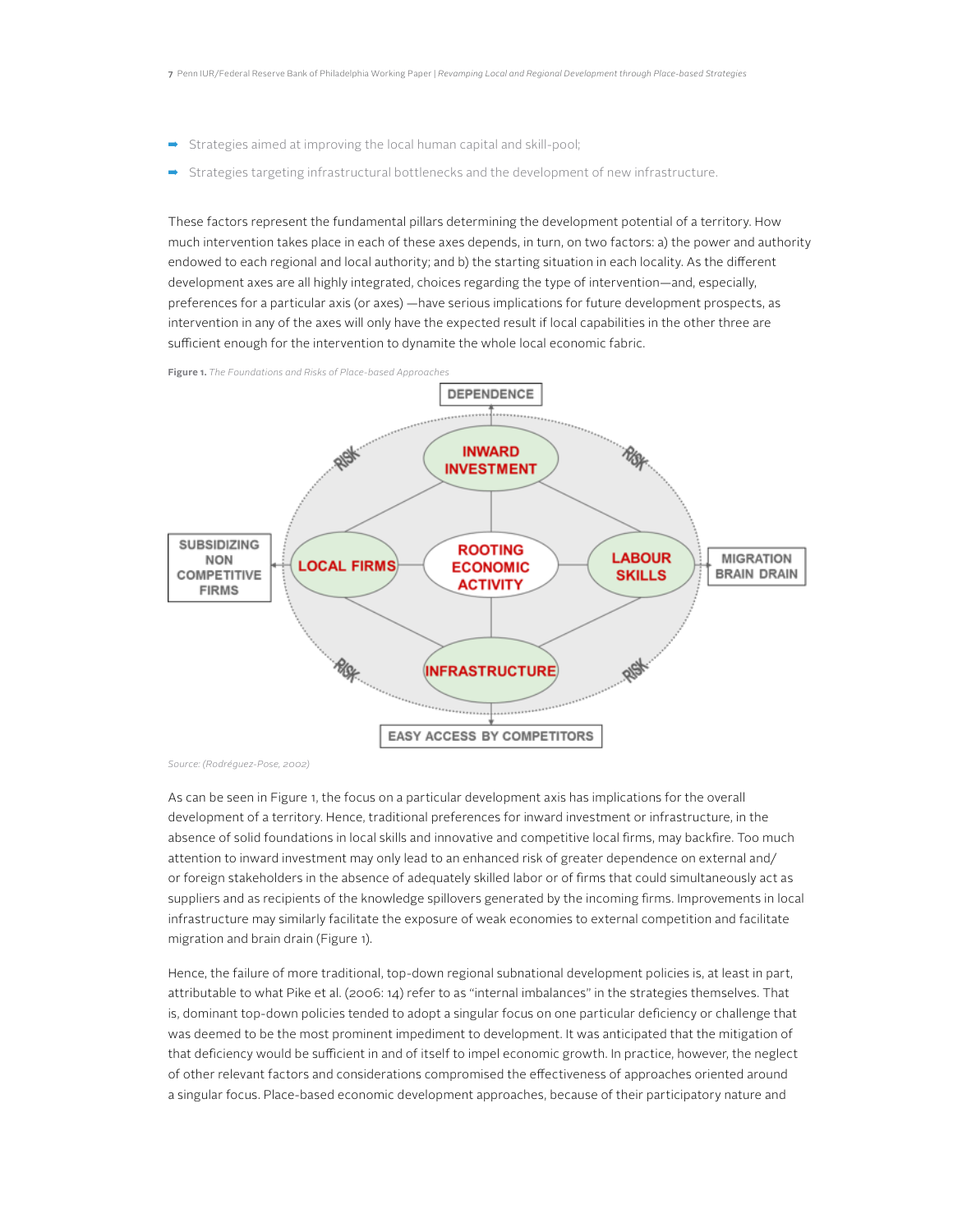- Strategies aimed at improving the local human capital and skill-pool;
- Strategies targeting infrastructural bottlenecks and the development of new infrastructure.

These factors represent the fundamental pillars determining the development potential of a territory. How much intervention takes place in each of these axes depends, in turn, on two factors: a) the power and authority endowed to each regional and local authority; and b) the starting situation in each locality. As the different development axes are all highly integrated, choices regarding the type of intervention—and, especially, preferences for a particular axis (or axes) —have serious implications for future development prospects, as intervention in any of the axes will only have the expected result if local capabilities in the other three are sufficient enough for the intervention to dynamite the whole local economic fabric.

**Figure 1.** *The Foundations and Risks of Place-based Approaches*

DEPENDENCE

RISK | RISK

INWARD INVESTMENT

SUBSIDIZING NON COMPETITIVE FIRMS | LOCAL FIRMS | ROOTING ECONOMIC ACTIVITY | LABOUR SKILLS | MIGRATION BRAIN DRAIN

INFRASTRUCTURE

RISK | RISK

EASY ACCESS BY COMPETITORS

*Source: (Rodréguez-Pose, 2002)*

As can be seen in Figure 1, the focus on a particular development axis has implications for the overall development of a territory. Hence, traditional preferences for inward investment or infrastructure, in the absence of solid foundations in local skills and innovative and competitive local firms, may backfire. Too much attention to inward investment may only lead to an enhanced risk of greater dependence on external and/or foreign stakeholders in the absence of adequately skilled labor or of firms that could simultaneously act as suppliers and as recipients of the knowledge spillovers generated by the incoming firms. Improvements in local infrastructure may similarly facilitate the exposure of weak economies to external competition and facilitate migration and brain drain (Figure 1).

Hence, the failure of more traditional, top-down regional subnational development policies is, at least in part, attributable to what Pike et al. (2006: 14) refer to as "internal imbalances" in the strategies themselves. That is, dominant top-down policies tended to adopt a singular focus on one particular deficiency or challenge that was deemed to be the most prominent impediment to development. It was anticipated that the mitigation of that deficiency would be sufficient in and of itself to impel economic growth. In practice, however, the neglect of other relevant factors and considerations compromised the effectiveness of approaches oriented around a singular focus. Place-based economic development approaches, because of their participatory nature and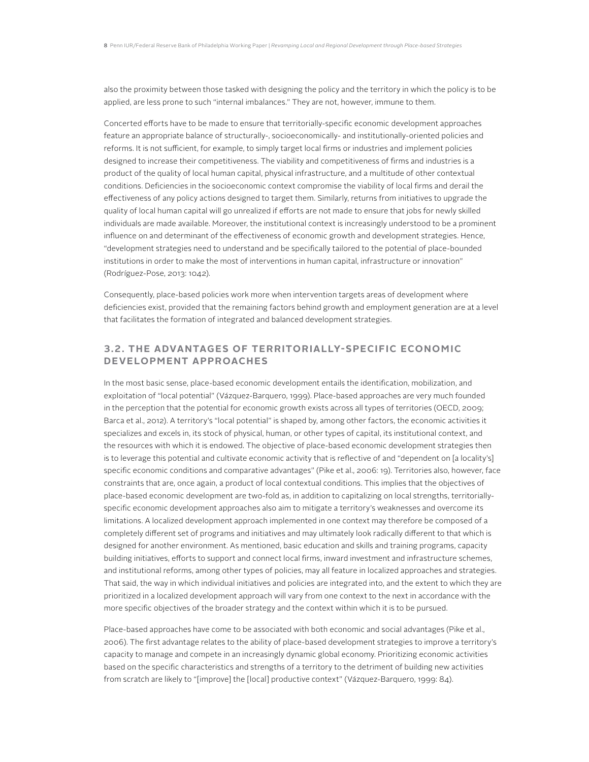also the proximity between those tasked with designing the policy and the territory in which the policy is to be applied, are less prone to such "internal imbalances." They are not, however, immune to them.

Concerted efforts have to be made to ensure that territorially-specific economic development approaches feature an appropriate balance of structurally-, socioeconomically- and institutionally-oriented policies and reforms. It is not sufficient, for example, to simply target local firms or industries and implement policies designed to increase their competitiveness. The viability and competitiveness of firms and industries is a product of the quality of local human capital, physical infrastructure, and a multitude of other contextual conditions. Deficiencies in the socioeconomic context compromise the viability of local firms and derail the effectiveness of any policy actions designed to target them. Similarly, returns from initiatives to upgrade the quality of local human capital will go unrealized if efforts are not made to ensure that jobs for newly skilled individuals are made available. Moreover, the institutional context is increasingly understood to be a prominent influence on and determinant of the effectiveness of economic growth and development strategies. Hence, "development strategies need to understand and be specifically tailored to the potential of place-bounded institutions in order to make the most of interventions in human capital, infrastructure or innovation" (Rodríguez-Pose, 2013: 1042).

Consequently, place-based policies work more when intervention targets areas of development where deficiencies exist, provided that the remaining factors behind growth and employment generation are at a level that facilitates the formation of integrated and balanced development strategies.

## 3.2. THE ADVANTAGES OF TERRITORIALLY-SPECIFIC ECONOMIC DEVELOPMENT APPROACHES

In the most basic sense, place-based economic development entails the identification, mobilization, and exploitation of "local potential" (Vázquez-Barquero, 1999). Place-based approaches are very much founded in the perception that the potential for economic growth exists across all types of territories (OECD, 2009; Barca et al., 2012). A territory's "local potential" is shaped by, among other factors, the economic activities it specializes and excels in, its stock of physical, human, or other types of capital, its institutional context, and the resources with which it is endowed. The objective of place-based economic development strategies then is to leverage this potential and cultivate economic activity that is reflective of and "dependent on [a locality's] specific economic conditions and comparative advantages" (Pike et al., 2006: 19). Territories also, however, face constraints that are, once again, a product of local contextual conditions. This implies that the objectives of place-based economic development are two-fold as, in addition to capitalizing on local strengths, territorially-specific economic development approaches also aim to mitigate a territory's weaknesses and overcome its limitations. A localized development approach implemented in one context may therefore be composed of a completely different set of programs and initiatives and may ultimately look radically different to that which is designed for another environment. As mentioned, basic education and skills and training programs, capacity building initiatives, efforts to support and connect local firms, inward investment and infrastructure schemes, and institutional reforms, among other types of policies, may all feature in localized approaches and strategies. That said, the way in which individual initiatives and policies are integrated into, and the extent to which they are prioritized in a localized development approach will vary from one context to the next in accordance with the more specific objectives of the broader strategy and the context within which it is to be pursued.

Place-based approaches have come to be associated with both economic and social advantages (Pike et al., 2006). The first advantage relates to the ability of place-based development strategies to improve a territory's capacity to manage and compete in an increasingly dynamic global economy. Prioritizing economic activities based on the specific characteristics and strengths of a territory to the detriment of building new activities from scratch are likely to "[improve] the [local] productive context" (Vázquez-Barquero, 1999: 84).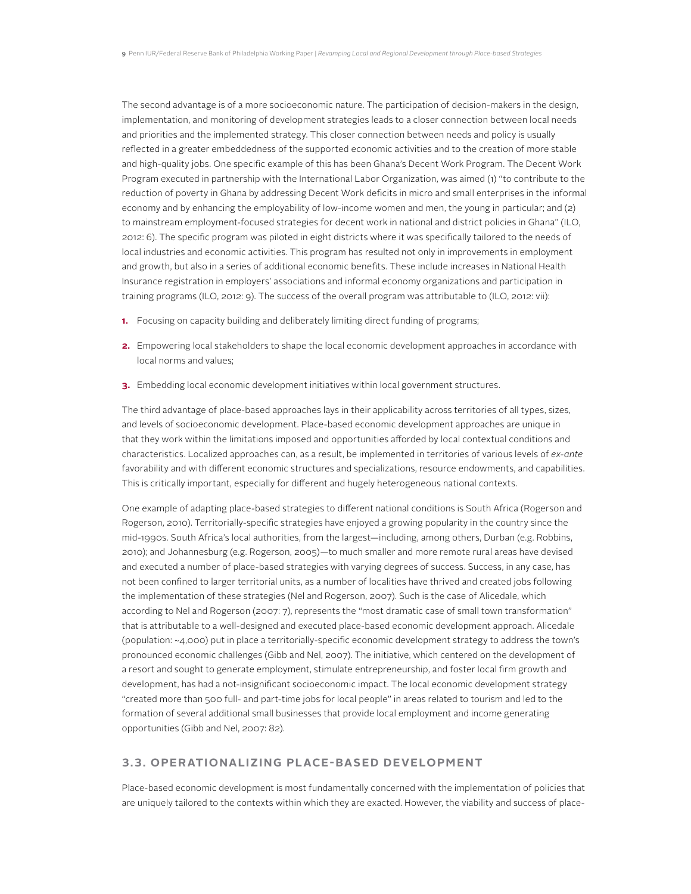The second advantage is of a more socioeconomic nature. The participation of decision-makers in the design, implementation, and monitoring of development strategies leads to a closer connection between local needs and priorities and the implemented strategy. This closer connection between needs and policy is usually reflected in a greater embeddedness of the supported economic activities and to the creation of more stable and high-quality jobs. One specific example of this has been Ghana's Decent Work Program. The Decent Work Program executed in partnership with the International Labor Organization, was aimed (1) "to contribute to the reduction of poverty in Ghana by addressing Decent Work deficits in micro and small enterprises in the informal economy and by enhancing the employability of low-income women and men, the young in particular; and (2) to mainstream employment-focused strategies for decent work in national and district policies in Ghana" (ILO, 2012: 6). The specific program was piloted in eight districts where it was specifically tailored to the needs of local industries and economic activities. This program has resulted not only in improvements in employment and growth, but also in a series of additional economic benefits. These include increases in National Health Insurance registration in employers' associations and informal economy organizations and participation in training programs (ILO, 2012: 9). The success of the overall program was attributable to (ILO, 2012: vii):

1. Focusing on capacity building and deliberately limiting direct funding of programs;
2. Empowering local stakeholders to shape the local economic development approaches in accordance with local norms and values;
3. Embedding local economic development initiatives within local government structures.

The third advantage of place-based approaches lays in their applicability across territories of all types, sizes, and levels of socioeconomic development. Place-based economic development approaches are unique in that they work within the limitations imposed and opportunities afforded by local contextual conditions and characteristics. Localized approaches can, as a result, be implemented in territories of various levels of *ex-ante* favorability and with different economic structures and specializations, resource endowments, and capabilities. This is critically important, especially for different and hugely heterogeneous national contexts.

One example of adapting place-based strategies to different national conditions is South Africa (Rogerson and Rogerson, 2010). Territorially-specific strategies have enjoyed a growing popularity in the country since the mid-1990s. South Africa's local authorities, from the largest—including, among others, Durban (e.g. Robbins, 2010); and Johannesburg (e.g. Rogerson, 2005)—to much smaller and more remote rural areas have devised and executed a number of place-based strategies with varying degrees of success. Success, in any case, has not been confined to larger territorial units, as a number of localities have thrived and created jobs following the implementation of these strategies (Nel and Rogerson, 2007). Such is the case of Alicedale, which according to Nel and Rogerson (2007: 7), represents the "most dramatic case of small town transformation" that is attributable to a well-designed and executed place-based economic development approach. Alicedale (population: ~4,000) put in place a territorially-specific economic development strategy to address the town's pronounced economic challenges (Gibb and Nel, 2007). The initiative, which centered on the development of a resort and sought to generate employment, stimulate entrepreneurship, and foster local firm growth and development, has had a not-insignificant socioeconomic impact. The local economic development strategy "created more than 500 full- and part-time jobs for local people" in areas related to tourism and led to the formation of several additional small businesses that provide local employment and income generating opportunities (Gibb and Nel, 2007: 82).

### 3.3. OPERATIONALIZING PLACE-BASED DEVELOPMENT

Place-based economic development is most fundamentally concerned with the implementation of policies that are uniquely tailored to the contexts within which they are exacted. However, the viability and success of place-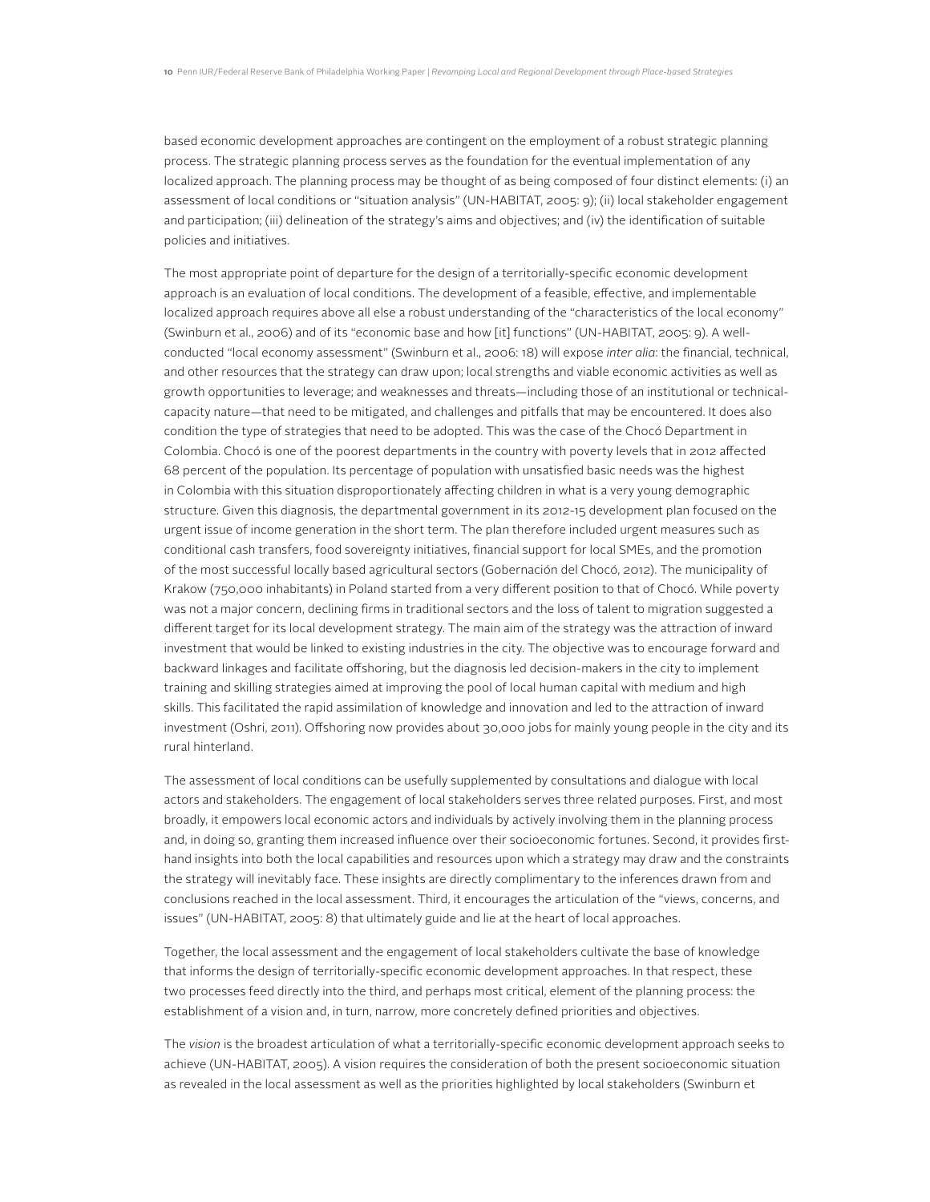based economic development approaches are contingent on the employment of a robust strategic planning process. The strategic planning process serves as the foundation for the eventual implementation of any localized approach. The planning process may be thought of as being composed of four distinct elements: (i) an assessment of local conditions or "situation analysis" (UN-HABITAT, 2005: 9); (ii) local stakeholder engagement and participation; (iii) delineation of the strategy's aims and objectives; and (iv) the identification of suitable policies and initiatives.

The most appropriate point of departure for the design of a territorially-specific economic development approach is an evaluation of local conditions. The development of a feasible, effective, and implementable localized approach requires above all else a robust understanding of the "characteristics of the local economy" (Swinburn et al., 2006) and of its "economic base and how [it] functions" (UN-HABITAT, 2005: 9). A well-conducted "local economy assessment" (Swinburn et al., 2006: 18) will expose *inter alia*: the financial, technical, and other resources that the strategy can draw upon; local strengths and viable economic activities as well as growth opportunities to leverage; and weaknesses and threats—including those of an institutional or technical-capacity nature—that need to be mitigated, and challenges and pitfalls that may be encountered. It does also condition the type of strategies that need to be adopted. This was the case of the Chocó Department in Colombia. Chocó is one of the poorest departments in the country with poverty levels that in 2012 affected 68 percent of the population. Its percentage of population with unsatisfied basic needs was the highest in Colombia with this situation disproportionately affecting children in what is a very young demographic structure. Given this diagnosis, the departmental government in its 2012-15 development plan focused on the urgent issue of income generation in the short term. The plan therefore included urgent measures such as conditional cash transfers, food sovereignty initiatives, financial support for local SMEs, and the promotion of the most successful locally based agricultural sectors (Gobernación del Chocó, 2012). The municipality of Krakow (750,000 inhabitants) in Poland started from a very different position to that of Chocó. While poverty was not a major concern, declining firms in traditional sectors and the loss of talent to migration suggested a different target for its local development strategy. The main aim of the strategy was the attraction of inward investment that would be linked to existing industries in the city. The objective was to encourage forward and backward linkages and facilitate offshoring, but the diagnosis led decision-makers in the city to implement training and skilling strategies aimed at improving the pool of local human capital with medium and high skills. This facilitated the rapid assimilation of knowledge and innovation and led to the attraction of inward investment (Oshri, 2011). Offshoring now provides about 30,000 jobs for mainly young people in the city and its rural hinterland.

The assessment of local conditions can be usefully supplemented by consultations and dialogue with local actors and stakeholders. The engagement of local stakeholders serves three related purposes. First, and most broadly, it empowers local economic actors and individuals by actively involving them in the planning process and, in doing so, granting them increased influence over their socioeconomic fortunes. Second, it provides first-hand insights into both the local capabilities and resources upon which a strategy may draw and the constraints the strategy will inevitably face. These insights are directly complimentary to the inferences drawn from and conclusions reached in the local assessment. Third, it encourages the articulation of the "views, concerns, and issues" (UN-HABITAT, 2005: 8) that ultimately guide and lie at the heart of local approaches.

Together, the local assessment and the engagement of local stakeholders cultivate the base of knowledge that informs the design of territorially-specific economic development approaches. In that respect, these two processes feed directly into the third, and perhaps most critical, element of the planning process: the establishment of a vision and, in turn, narrow, more concretely defined priorities and objectives.

The *vision* is the broadest articulation of what a territorially-specific economic development approach seeks to achieve (UN-HABITAT, 2005). A vision requires the consideration of both the present socioeconomic situation as revealed in the local assessment as well as the priorities highlighted by local stakeholders (Swinburn et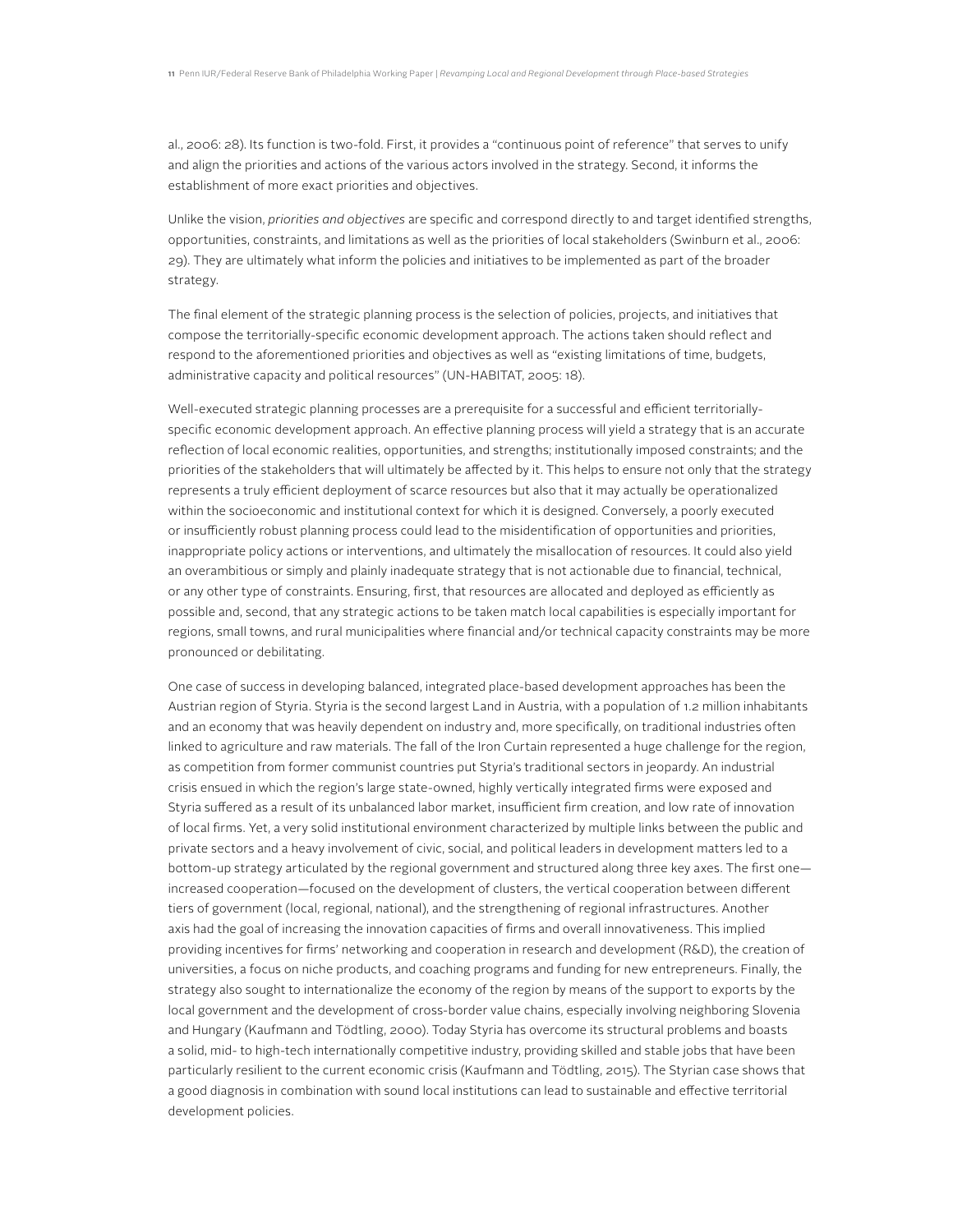al., 2006: 28). Its function is two-fold. First, it provides a "continuous point of reference" that serves to unify and align the priorities and actions of the various actors involved in the strategy. Second, it informs the establishment of more exact priorities and objectives.

Unlike the vision, *priorities and objectives* are specific and correspond directly to and target identified strengths, opportunities, constraints, and limitations as well as the priorities of local stakeholders (Swinburn et al., 2006: 29). They are ultimately what inform the policies and initiatives to be implemented as part of the broader strategy.

The final element of the strategic planning process is the selection of policies, projects, and initiatives that compose the territorially-specific economic development approach. The actions taken should reflect and respond to the aforementioned priorities and objectives as well as "existing limitations of time, budgets, administrative capacity and political resources" (UN-HABITAT, 2005: 18).

Well-executed strategic planning processes are a prerequisite for a successful and efficient territorially-specific economic development approach. An effective planning process will yield a strategy that is an accurate reflection of local economic realities, opportunities, and strengths; institutionally imposed constraints; and the priorities of the stakeholders that will ultimately be affected by it. This helps to ensure not only that the strategy represents a truly efficient deployment of scarce resources but also that it may actually be operationalized within the socioeconomic and institutional context for which it is designed. Conversely, a poorly executed or insufficiently robust planning process could lead to the misidentification of opportunities and priorities, inappropriate policy actions or interventions, and ultimately the misallocation of resources. It could also yield an overambitious or simply and plainly inadequate strategy that is not actionable due to financial, technical, or any other type of constraints. Ensuring, first, that resources are allocated and deployed as efficiently as possible and, second, that any strategic actions to be taken match local capabilities is especially important for regions, small towns, and rural municipalities where financial and/or technical capacity constraints may be more pronounced or debilitating.

One case of success in developing balanced, integrated place-based development approaches has been the Austrian region of Styria. Styria is the second largest Land in Austria, with a population of 1.2 million inhabitants and an economy that was heavily dependent on industry and, more specifically, on traditional industries often linked to agriculture and raw materials. The fall of the Iron Curtain represented a huge challenge for the region, as competition from former communist countries put Styria's traditional sectors in jeopardy. An industrial crisis ensued in which the region's large state-owned, highly vertically integrated firms were exposed and Styria suffered as a result of its unbalanced labor market, insufficient firm creation, and low rate of innovation of local firms. Yet, a very solid institutional environment characterized by multiple links between the public and private sectors and a heavy involvement of civic, social, and political leaders in development matters led to a bottom-up strategy articulated by the regional government and structured along three key axes. The first one—increased cooperation—focused on the development of clusters, the vertical cooperation between different tiers of government (local, regional, national), and the strengthening of regional infrastructures. Another axis had the goal of increasing the innovation capacities of firms and overall innovativeness. This implied providing incentives for firms' networking and cooperation in research and development (R&D), the creation of universities, a focus on niche products, and coaching programs and funding for new entrepreneurs. Finally, the strategy also sought to internationalize the economy of the region by means of the support to exports by the local government and the development of cross-border value chains, especially involving neighboring Slovenia and Hungary (Kaufmann and Tödtling, 2000). Today Styria has overcome its structural problems and boasts a solid, mid- to high-tech internationally competitive industry, providing skilled and stable jobs that have been particularly resilient to the current economic crisis (Kaufmann and Tödtling, 2015). The Styrian case shows that a good diagnosis in combination with sound local institutions can lead to sustainable and effective territorial development policies.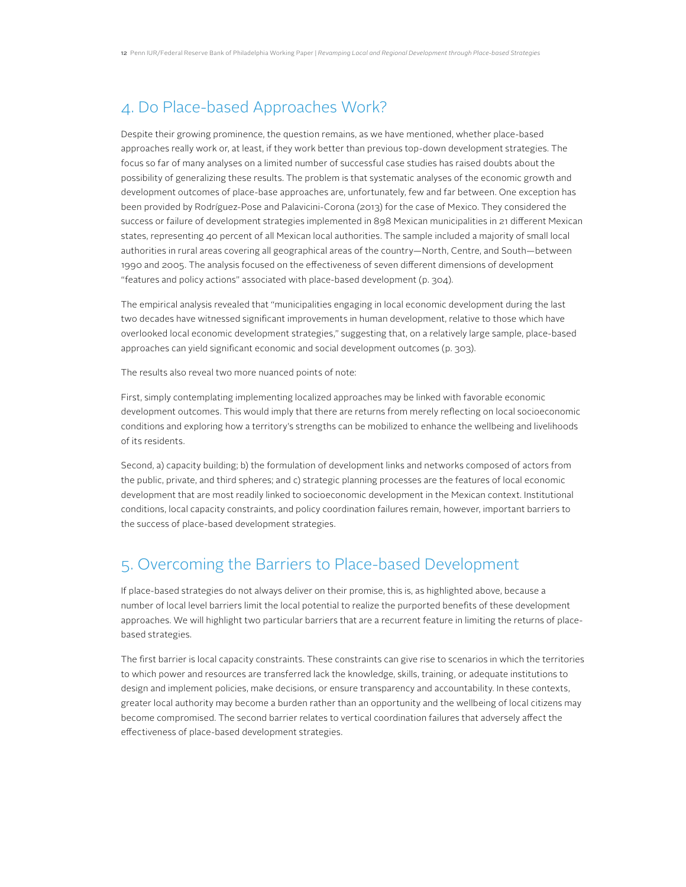## 4. Do Place-based Approaches Work?

Despite their growing prominence, the question remains, as we have mentioned, whether place-based approaches really work or, at least, if they work better than previous top-down development strategies. The focus so far of many analyses on a limited number of successful case studies has raised doubts about the possibility of generalizing these results. The problem is that systematic analyses of the economic growth and development outcomes of place-base approaches are, unfortunately, few and far between. One exception has been provided by Rodríguez-Pose and Palavicini-Corona (2013) for the case of Mexico. They considered the success or failure of development strategies implemented in 898 Mexican municipalities in 21 different Mexican states, representing 40 percent of all Mexican local authorities. The sample included a majority of small local authorities in rural areas covering all geographical areas of the country—North, Centre, and South—between 1990 and 2005. The analysis focused on the effectiveness of seven different dimensions of development "features and policy actions" associated with place-based development (p. 304).

The empirical analysis revealed that "municipalities engaging in local economic development during the last two decades have witnessed significant improvements in human development, relative to those which have overlooked local economic development strategies," suggesting that, on a relatively large sample, place-based approaches can yield significant economic and social development outcomes (p. 303).

The results also reveal two more nuanced points of note:

First, simply contemplating implementing localized approaches may be linked with favorable economic development outcomes. This would imply that there are returns from merely reflecting on local socioeconomic conditions and exploring how a territory's strengths can be mobilized to enhance the wellbeing and livelihoods of its residents.

Second, a) capacity building; b) the formulation of development links and networks composed of actors from the public, private, and third spheres; and c) strategic planning processes are the features of local economic development that are most readily linked to socioeconomic development in the Mexican context. Institutional conditions, local capacity constraints, and policy coordination failures remain, however, important barriers to the success of place-based development strategies.

## 5. Overcoming the Barriers to Place-based Development

If place-based strategies do not always deliver on their promise, this is, as highlighted above, because a number of local level barriers limit the local potential to realize the purported benefits of these development approaches. We will highlight two particular barriers that are a recurrent feature in limiting the returns of place-based strategies.

The first barrier is local capacity constraints. These constraints can give rise to scenarios in which the territories to which power and resources are transferred lack the knowledge, skills, training, or adequate institutions to design and implement policies, make decisions, or ensure transparency and accountability. In these contexts, greater local authority may become a burden rather than an opportunity and the wellbeing of local citizens may become compromised. The second barrier relates to vertical coordination failures that adversely affect the effectiveness of place-based development strategies.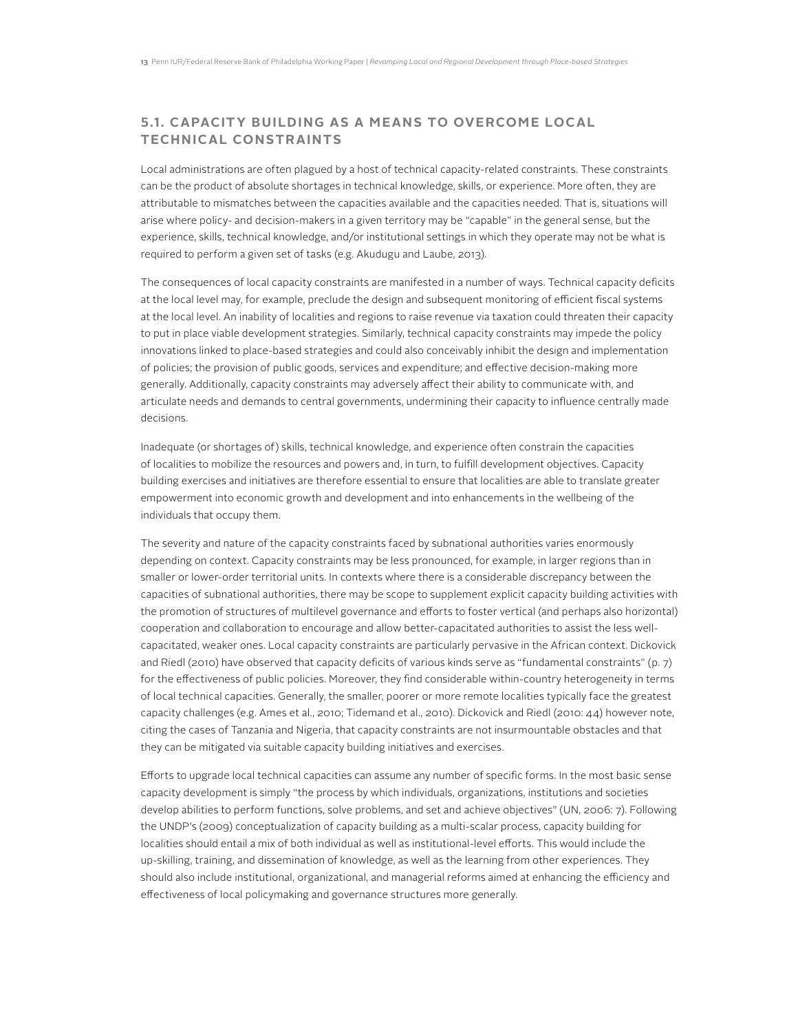## 5.1. CAPACITY BUILDING AS A MEANS TO OVERCOME LOCAL TECHNICAL CONSTRAINTS

Local administrations are often plagued by a host of technical capacity-related constraints. These constraints can be the product of absolute shortages in technical knowledge, skills, or experience. More often, they are attributable to mismatches between the capacities available and the capacities needed. That is, situations will arise where policy- and decision-makers in a given territory may be "capable" in the general sense, but the experience, skills, technical knowledge, and/or institutional settings in which they operate may not be what is required to perform a given set of tasks (e.g. Akudugu and Laube, 2013).

The consequences of local capacity constraints are manifested in a number of ways. Technical capacity deficits at the local level may, for example, preclude the design and subsequent monitoring of efficient fiscal systems at the local level. An inability of localities and regions to raise revenue via taxation could threaten their capacity to put in place viable development strategies. Similarly, technical capacity constraints may impede the policy innovations linked to place-based strategies and could also conceivably inhibit the design and implementation of policies; the provision of public goods, services and expenditure; and effective decision-making more generally. Additionally, capacity constraints may adversely affect their ability to communicate with, and articulate needs and demands to central governments, undermining their capacity to influence centrally made decisions.

Inadequate (or shortages of) skills, technical knowledge, and experience often constrain the capacities of localities to mobilize the resources and powers and, in turn, to fulfill development objectives. Capacity building exercises and initiatives are therefore essential to ensure that localities are able to translate greater empowerment into economic growth and development and into enhancements in the wellbeing of the individuals that occupy them.

The severity and nature of the capacity constraints faced by subnational authorities varies enormously depending on context. Capacity constraints may be less pronounced, for example, in larger regions than in smaller or lower-order territorial units. In contexts where there is a considerable discrepancy between the capacities of subnational authorities, there may be scope to supplement explicit capacity building activities with the promotion of structures of multilevel governance and efforts to foster vertical (and perhaps also horizontal) cooperation and collaboration to encourage and allow better-capacitated authorities to assist the less well-capacitated, weaker ones. Local capacity constraints are particularly pervasive in the African context. Dickovick and Riedl (2010) have observed that capacity deficits of various kinds serve as "fundamental constraints" (p. 7) for the effectiveness of public policies. Moreover, they find considerable within-country heterogeneity in terms of local technical capacities. Generally, the smaller, poorer or more remote localities typically face the greatest capacity challenges (e.g. Ames et al., 2010; Tidemand et al., 2010). Dickovick and Riedl (2010: 44) however note, citing the cases of Tanzania and Nigeria, that capacity constraints are not insurmountable obstacles and that they can be mitigated via suitable capacity building initiatives and exercises.

Efforts to upgrade local technical capacities can assume any number of specific forms. In the most basic sense capacity development is simply "the process by which individuals, organizations, institutions and societies develop abilities to perform functions, solve problems, and set and achieve objectives" (UN, 2006: 7). Following the UNDP's (2009) conceptualization of capacity building as a multi-scalar process, capacity building for localities should entail a mix of both individual as well as institutional-level efforts. This would include the up-skilling, training, and dissemination of knowledge, as well as the learning from other experiences. They should also include institutional, organizational, and managerial reforms aimed at enhancing the efficiency and effectiveness of local policymaking and governance structures more generally.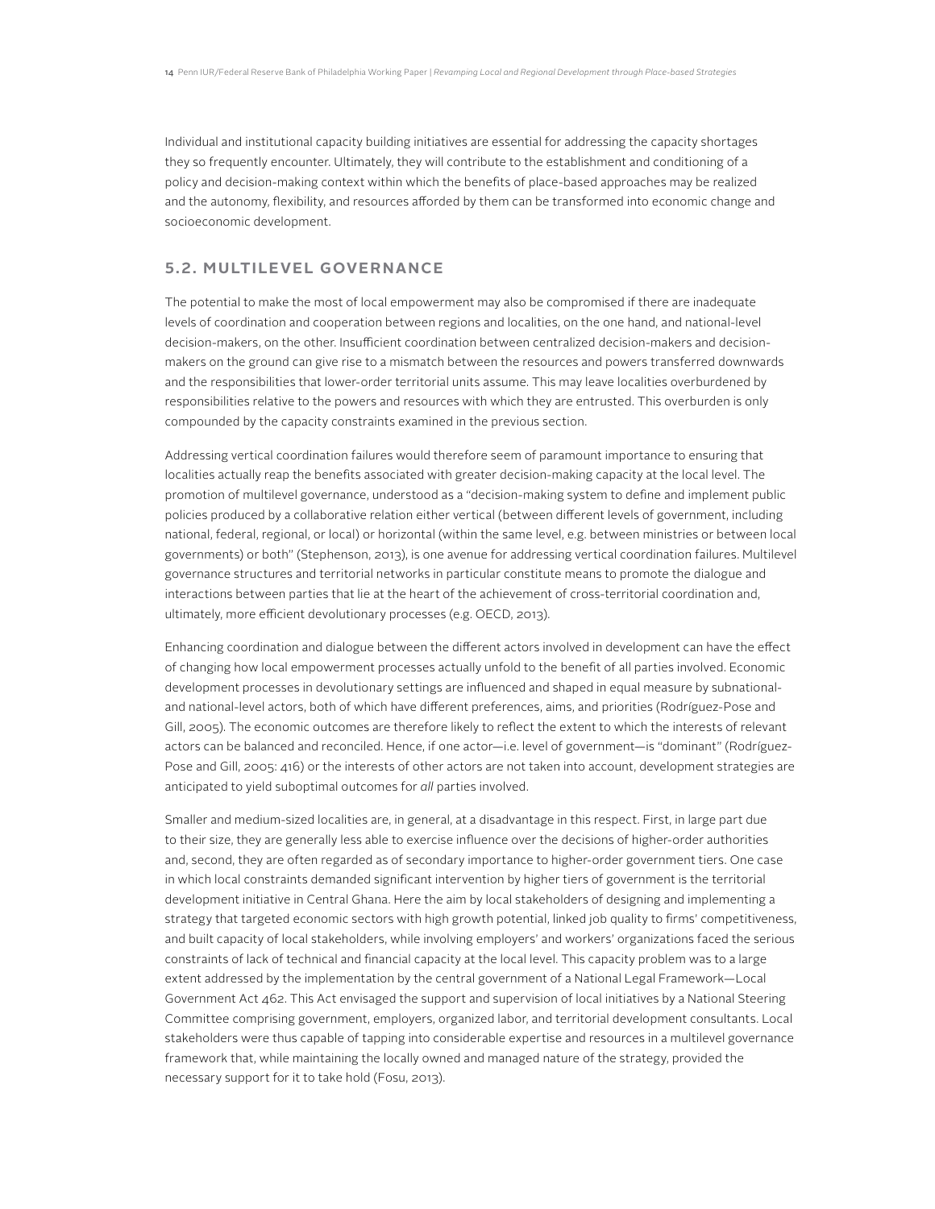Individual and institutional capacity building initiatives are essential for addressing the capacity shortages they so frequently encounter. Ultimately, they will contribute to the establishment and conditioning of a policy and decision-making context within which the benefits of place-based approaches may be realized and the autonomy, flexibility, and resources afforded by them can be transformed into economic change and socioeconomic development.

## 5.2. MULTILEVEL GOVERNANCE

The potential to make the most of local empowerment may also be compromised if there are inadequate levels of coordination and cooperation between regions and localities, on the one hand, and national-level decision-makers, on the other. Insufficient coordination between centralized decision-makers and decision-makers on the ground can give rise to a mismatch between the resources and powers transferred downwards and the responsibilities that lower-order territorial units assume. This may leave localities overburdened by responsibilities relative to the powers and resources with which they are entrusted. This overburden is only compounded by the capacity constraints examined in the previous section.

Addressing vertical coordination failures would therefore seem of paramount importance to ensuring that localities actually reap the benefits associated with greater decision-making capacity at the local level. The promotion of multilevel governance, understood as a "decision-making system to define and implement public policies produced by a collaborative relation either vertical (between different levels of government, including national, federal, regional, or local) or horizontal (within the same level, e.g. between ministries or between local governments) or both" (Stephenson, 2013), is one avenue for addressing vertical coordination failures. Multilevel governance structures and territorial networks in particular constitute means to promote the dialogue and interactions between parties that lie at the heart of the achievement of cross-territorial coordination and, ultimately, more efficient devolutionary processes (e.g. OECD, 2013).

Enhancing coordination and dialogue between the different actors involved in development can have the effect of changing how local empowerment processes actually unfold to the benefit of all parties involved. Economic development processes in devolutionary settings are influenced and shaped in equal measure by subnational- and national-level actors, both of which have different preferences, aims, and priorities (Rodríguez-Pose and Gill, 2005). The economic outcomes are therefore likely to reflect the extent to which the interests of relevant actors can be balanced and reconciled. Hence, if one actor—i.e. level of government—is "dominant" (Rodríguez-Pose and Gill, 2005: 416) or the interests of other actors are not taken into account, development strategies are anticipated to yield suboptimal outcomes for *all* parties involved.

Smaller and medium-sized localities are, in general, at a disadvantage in this respect. First, in large part due to their size, they are generally less able to exercise influence over the decisions of higher-order authorities and, second, they are often regarded as of secondary importance to higher-order government tiers. One case in which local constraints demanded significant intervention by higher tiers of government is the territorial development initiative in Central Ghana. Here the aim by local stakeholders of designing and implementing a strategy that targeted economic sectors with high growth potential, linked job quality to firms' competitiveness, and built capacity of local stakeholders, while involving employers' and workers' organizations faced the serious constraints of lack of technical and financial capacity at the local level. This capacity problem was to a large extent addressed by the implementation by the central government of a National Legal Framework—Local Government Act 462. This Act envisaged the support and supervision of local initiatives by a National Steering Committee comprising government, employers, organized labor, and territorial development consultants. Local stakeholders were thus capable of tapping into considerable expertise and resources in a multilevel governance framework that, while maintaining the locally owned and managed nature of the strategy, provided the necessary support for it to take hold (Fosu, 2013).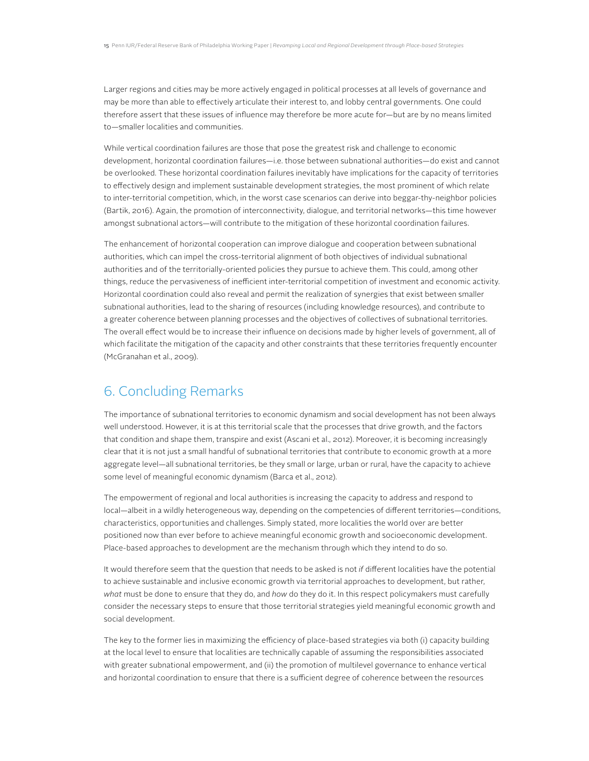Larger regions and cities may be more actively engaged in political processes at all levels of governance and may be more than able to effectively articulate their interest to, and lobby central governments. One could therefore assert that these issues of influence may therefore be more acute for—but are by no means limited to—smaller localities and communities.

While vertical coordination failures are those that pose the greatest risk and challenge to economic development, horizontal coordination failures—i.e. those between subnational authorities—do exist and cannot be overlooked. These horizontal coordination failures inevitably have implications for the capacity of territories to effectively design and implement sustainable development strategies, the most prominent of which relate to inter-territorial competition, which, in the worst case scenarios can derive into beggar-thy-neighbor policies (Bartik, 2016). Again, the promotion of interconnectivity, dialogue, and territorial networks—this time however amongst subnational actors—will contribute to the mitigation of these horizontal coordination failures.

The enhancement of horizontal cooperation can improve dialogue and cooperation between subnational authorities, which can impel the cross-territorial alignment of both objectives of individual subnational authorities and of the territorially-oriented policies they pursue to achieve them. This could, among other things, reduce the pervasiveness of inefficient inter-territorial competition of investment and economic activity. Horizontal coordination could also reveal and permit the realization of synergies that exist between smaller subnational authorities, lead to the sharing of resources (including knowledge resources), and contribute to a greater coherence between planning processes and the objectives of collectives of subnational territories. The overall effect would be to increase their influence on decisions made by higher levels of government, all of which facilitate the mitigation of the capacity and other constraints that these territories frequently encounter (McGranahan et al., 2009).

## 6. Concluding Remarks

The importance of subnational territories to economic dynamism and social development has not been always well understood. However, it is at this territorial scale that the processes that drive growth, and the factors that condition and shape them, transpire and exist (Ascani et al., 2012). Moreover, it is becoming increasingly clear that it is not just a small handful of subnational territories that contribute to economic growth at a more aggregate level—all subnational territories, be they small or large, urban or rural, have the capacity to achieve some level of meaningful economic dynamism (Barca et al., 2012).

The empowerment of regional and local authorities is increasing the capacity to address and respond to local—albeit in a wildly heterogeneous way, depending on the competencies of different territories—conditions, characteristics, opportunities and challenges. Simply stated, more localities the world over are better positioned now than ever before to achieve meaningful economic growth and socioeconomic development. Place-based approaches to development are the mechanism through which they intend to do so.

It would therefore seem that the question that needs to be asked is not *if* different localities have the potential to achieve sustainable and inclusive economic growth via territorial approaches to development, but rather, *what* must be done to ensure that they do, and *how* do they do it. In this respect policymakers must carefully consider the necessary steps to ensure that those territorial strategies yield meaningful economic growth and social development.

The key to the former lies in maximizing the efficiency of place-based strategies via both (i) capacity building at the local level to ensure that localities are technically capable of assuming the responsibilities associated with greater subnational empowerment, and (ii) the promotion of multilevel governance to enhance vertical and horizontal coordination to ensure that there is a sufficient degree of coherence between the resources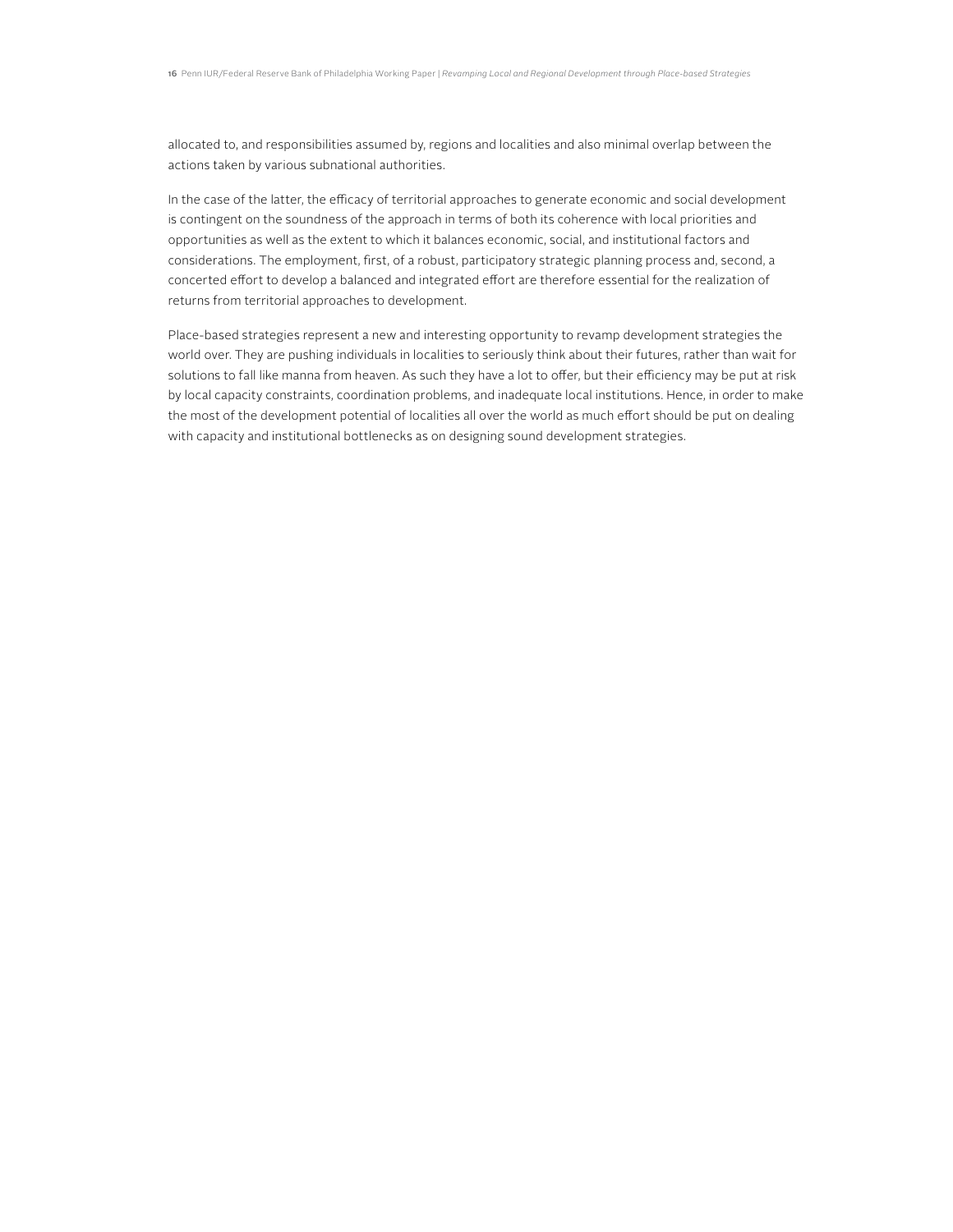allocated to, and responsibilities assumed by, regions and localities and also minimal overlap between the actions taken by various subnational authorities.

In the case of the latter, the efficacy of territorial approaches to generate economic and social development is contingent on the soundness of the approach in terms of both its coherence with local priorities and opportunities as well as the extent to which it balances economic, social, and institutional factors and considerations. The employment, first, of a robust, participatory strategic planning process and, second, a concerted effort to develop a balanced and integrated effort are therefore essential for the realization of returns from territorial approaches to development.

Place-based strategies represent a new and interesting opportunity to revamp development strategies the world over. They are pushing individuals in localities to seriously think about their futures, rather than wait for solutions to fall like manna from heaven. As such they have a lot to offer, but their efficiency may be put at risk by local capacity constraints, coordination problems, and inadequate local institutions. Hence, in order to make the most of the development potential of localities all over the world as much effort should be put on dealing with capacity and institutional bottlenecks as on designing sound development strategies.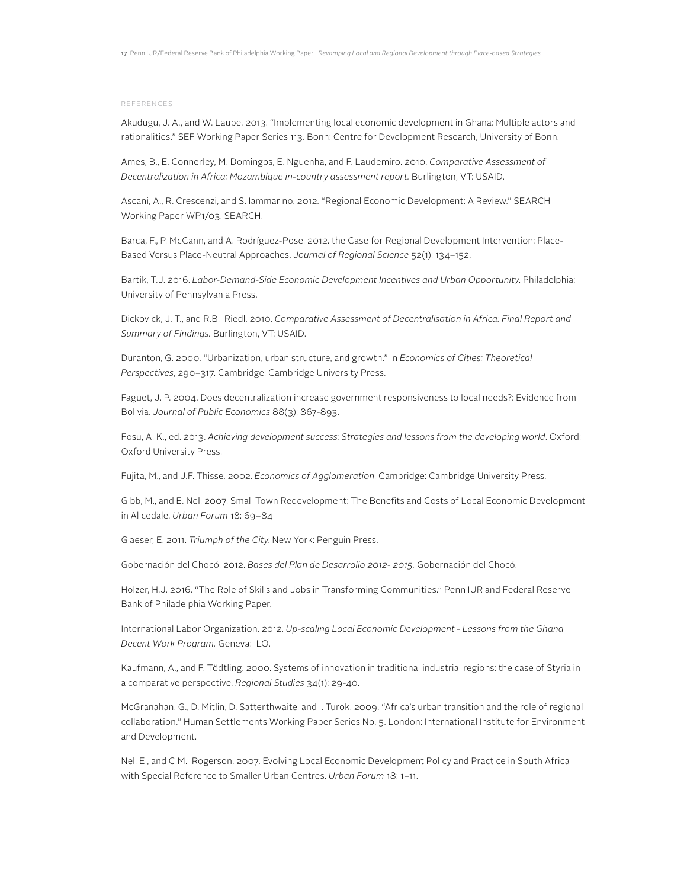## REFERENCES

Akudugu, J. A., and W. Laube. 2013. "Implementing local economic development in Ghana: Multiple actors and rationalities." SEF Working Paper Series 113. Bonn: Centre for Development Research, University of Bonn.

Ames, B., E. Connerley, M. Domingos, E. Nguenha, and F. Laudemiro. 2010. *Comparative Assessment of Decentralization in Africa: Mozambique in-country assessment report.* Burlington, VT: USAID.

Ascani, A., R. Crescenzi, and S. Iammarino. 2012. "Regional Economic Development: A Review." SEARCH Working Paper WP1/03. SEARCH.

Barca, F., P. McCann, and A. Rodríguez-Pose. 2012. the Case for Regional Development Intervention: Place-Based Versus Place-Neutral Approaches. *Journal of Regional Science* 52(1): 134–152.

Bartik, T.J. 2016. *Labor-Demand-Side Economic Development Incentives and Urban Opportunity*. Philadelphia: University of Pennsylvania Press.

Dickovick, J. T., and R.B. Riedl. 2010. *Comparative Assessment of Decentralisation in Africa: Final Report and Summary of Findings.* Burlington, VT: USAID.

Duranton, G. 2000. "Urbanization, urban structure, and growth." In *Economics of Cities: Theoretical Perspectives*, 290–317. Cambridge: Cambridge University Press.

Faguet, J. P. 2004. Does decentralization increase government responsiveness to local needs?: Evidence from Bolivia. *Journal of Public Economics* 88(3): 867-893.

Fosu, A. K., ed. 2013. *Achieving development success: Strategies and lessons from the developing world*. Oxford: Oxford University Press.

Fujita, M., and J.F. Thisse. 2002. *Economics of Agglomeration.* Cambridge: Cambridge University Press.

Gibb, M., and E. Nel. 2007. Small Town Redevelopment: The Benefits and Costs of Local Economic Development in Alicedale. *Urban Forum* 18: 69–84

Glaeser, E. 2011. *Triumph of the City*. New York: Penguin Press.

Gobernación del Chocó. 2012. *Bases del Plan de Desarrollo 2012- 2015.* Gobernación del Chocó.

Holzer, H.J. 2016. "The Role of Skills and Jobs in Transforming Communities." Penn IUR and Federal Reserve Bank of Philadelphia Working Paper.

International Labor Organization. 2012. *Up-scaling Local Economic Development - Lessons from the Ghana Decent Work Program.* Geneva: ILO.

Kaufmann, A., and F. Tödtling. 2000. Systems of innovation in traditional industrial regions: the case of Styria in a comparative perspective. *Regional Studies* 34(1): 29-40.

McGranahan, G., D. Mitlin, D. Satterthwaite, and I. Turok. 2009. "Africa's urban transition and the role of regional collaboration." Human Settlements Working Paper Series No. 5. London: International Institute for Environment and Development.

Nel, E., and C.M. Rogerson. 2007. Evolving Local Economic Development Policy and Practice in South Africa with Special Reference to Smaller Urban Centres. *Urban Forum* 18: 1–11.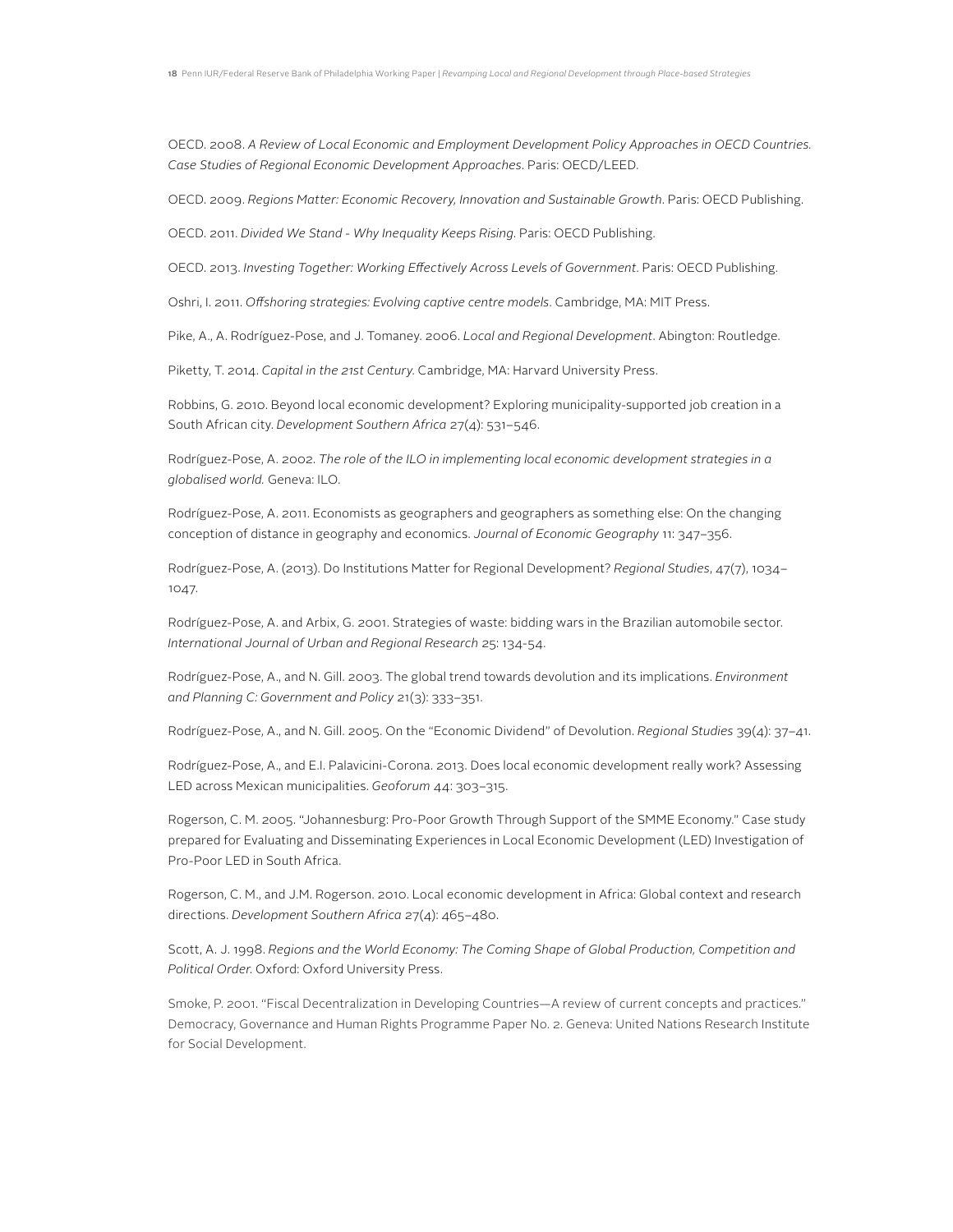OECD. 2008. *A Review of Local Economic and Employment Development Policy Approaches in OECD Countries. Case Studies of Regional Economic Development Approaches*. Paris: OECD/LEED.

OECD. 2009. *Regions Matter: Economic Recovery, Innovation and Sustainable Growth*. Paris: OECD Publishing.

OECD. 2011. *Divided We Stand - Why Inequality Keeps Rising*. Paris: OECD Publishing.

OECD. 2013. *Investing Together: Working Effectively Across Levels of Government*. Paris: OECD Publishing.

Oshri, I. 2011. *Offshoring strategies: Evolving captive centre models*. Cambridge, MA: MIT Press.

Pike, A., A. Rodríguez-Pose, and J. Tomaney. 2006. *Local and Regional Development*. Abington: Routledge.

Piketty, T. 2014. *Capital in the 21st Century*. Cambridge, MA: Harvard University Press.

Robbins, G. 2010. Beyond local economic development? Exploring municipality-supported job creation in a South African city. *Development Southern Africa* 27(4): 531–546.

Rodríguez-Pose, A. 2002. *The role of the ILO in implementing local economic development strategies in a globalised world.* Geneva: ILO.

Rodríguez-Pose, A. 2011. Economists as geographers and geographers as something else: On the changing conception of distance in geography and economics. *Journal of Economic Geography* 11: 347–356.

Rodríguez-Pose, A. (2013). Do Institutions Matter for Regional Development? *Regional Studies*, 47(7), 1034–1047.

Rodríguez-Pose, A. and Arbix, G. 2001. Strategies of waste: bidding wars in the Brazilian automobile sector. *International Journal of Urban and Regional Research* 25: 134-54.

Rodríguez-Pose, A., and N. Gill. 2003. The global trend towards devolution and its implications. *Environment and Planning C: Government and Policy* 21(3): 333–351.

Rodríguez-Pose, A., and N. Gill. 2005. On the "Economic Dividend" of Devolution. *Regional Studies* 39(4): 37–41.

Rodríguez-Pose, A., and E.I. Palavicini-Corona. 2013. Does local economic development really work? Assessing LED across Mexican municipalities. *Geoforum* 44: 303–315.

Rogerson, C. M. 2005. "Johannesburg: Pro-Poor Growth Through Support of the SMME Economy." Case study prepared for Evaluating and Disseminating Experiences in Local Economic Development (LED) Investigation of Pro-Poor LED in South Africa.

Rogerson, C. M., and J.M. Rogerson. 2010. Local economic development in Africa: Global context and research directions. *Development Southern Africa* 27(4): 465–480.

Scott, A. J. 1998. *Regions and the World Economy: The Coming Shape of Global Production, Competition and Political Order*. Oxford: Oxford University Press.

Smoke, P. 2001. "Fiscal Decentralization in Developing Countries—A review of current concepts and practices." Democracy, Governance and Human Rights Programme Paper No. 2. Geneva: United Nations Research Institute for Social Development.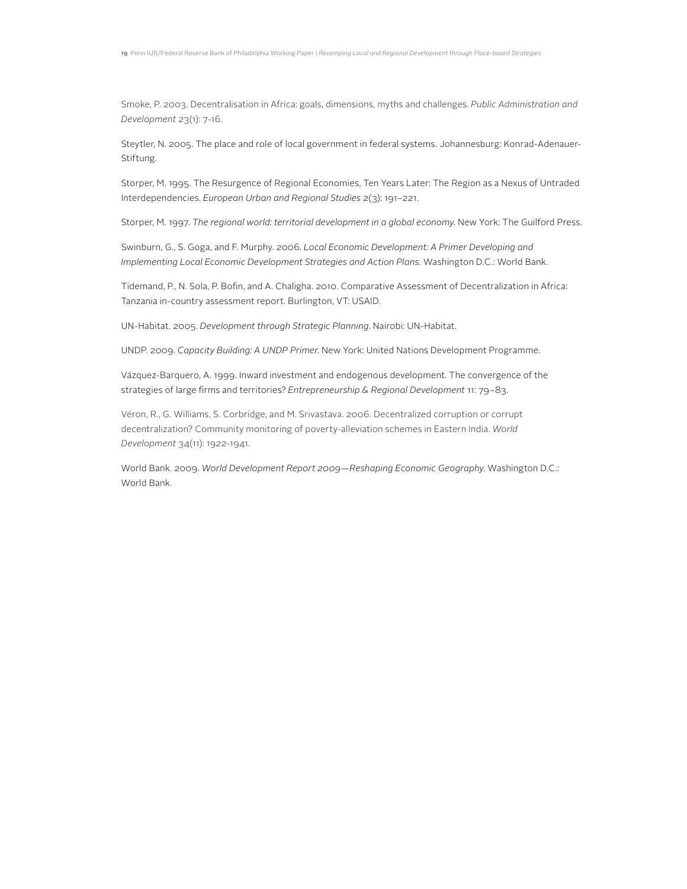Smoke, P. 2003. Decentralisation in Africa: goals, dimensions, myths and challenges. *Public Administration and Development* 23(1): 7-16.

Steytler, N. 2005. The place and role of local government in federal systems. Johannesburg: Konrad-Adenauer-Stiftung.

Storper, M. 1995. The Resurgence of Regional Economies, Ten Years Later: The Region as a Nexus of Untraded Interdependencies. *European Urban and Regional Studies* 2(3): 191–221.

Storper, M. 1997. *The regional world: territorial development in a global economy*. New York: The Guilford Press.

Swinburn, G., S. Goga, and F. Murphy. 2006. *Local Economic Development: A Primer Developing and Implementing Local Economic Development Strategies and Action Plans.* Washington D.C.: World Bank.

Tidemand, P., N. Sola, P. Bofin, and A. Chaligha. 2010. Comparative Assessment of Decentralization in Africa: Tanzania in-country assessment report. Burlington, VT: USAID.

UN-Habitat. 2005. *Development through Strategic Planning*. Nairobi: UN-Habitat.

UNDP. 2009. *Capacity Building: A UNDP Primer*. New York: United Nations Development Programme.

Vázquez-Barquero, A. 1999. Inward investment and endogenous development. The convergence of the strategies of large firms and territories? *Entrepreneurship & Regional Development* 11: 79–83.

Véron, R., G. Williams, S. Corbridge, and M. Srivastava. 2006. Decentralized corruption or corrupt decentralization? Community monitoring of poverty-alleviation schemes in Eastern India. *World Development* 34(11): 1922-1941.

World Bank. 2009. *World Development Report 2009—Reshaping Economic Geography.* Washington D.C.: World Bank.